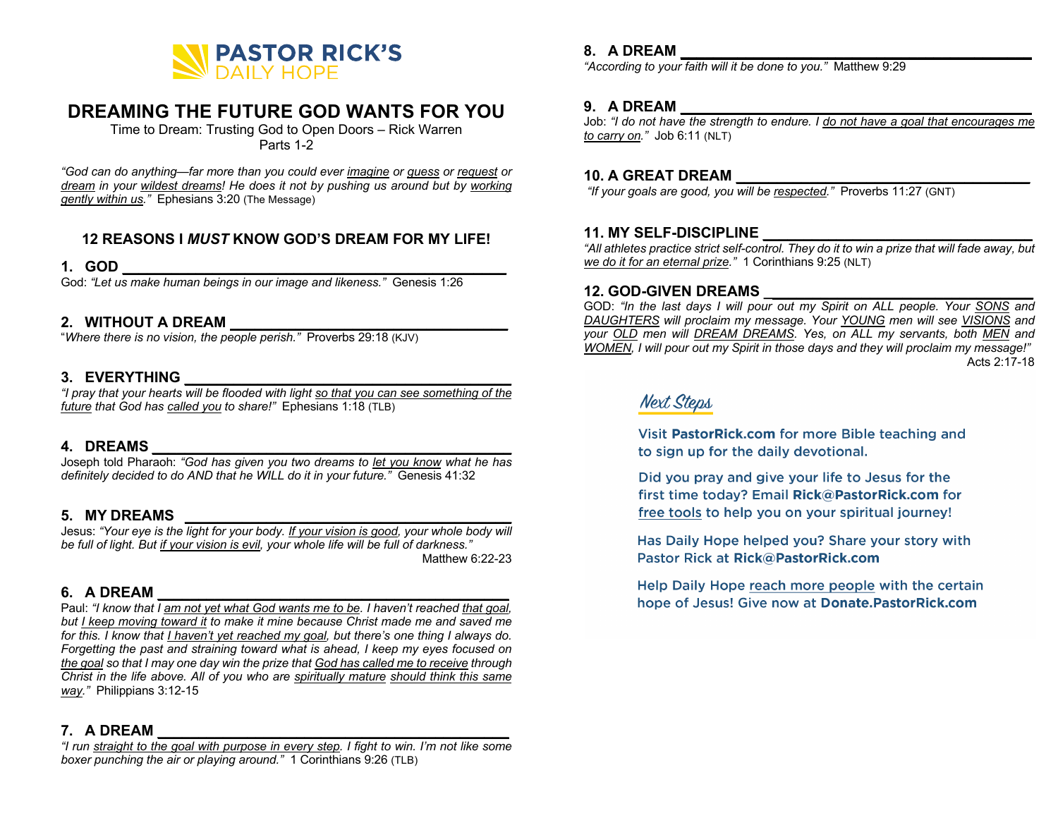**PASTOR RICK'S**
DAILY HOPE

# DREAMING THE FUTURE GOD WANTS FOR YOU

Time to Dream: Trusting God to Open Doors – Rick Warren
Parts 1-2

*"God can do anything—far more than you could ever <u>imagine</u> or <u>guess</u> or <u>request</u> or <u>dream</u> in your <u>wildest dreams</u>! He does it not by pushing us around but by <u>working gently within us</u>."* Ephesians 3:20 (The Message)

## 12 REASONS I *MUST* KNOW GOD'S DREAM FOR MY LIFE!

### 1. GOD ______________________________

God: *"Let us make human beings in our image and likeness."* Genesis 1:26

### 2. WITHOUT A DREAM ______________________________

*"Where there is no vision, the people perish."* Proverbs 29:18 (KJV)

### 3. EVERYTHING ______________________________

*"I pray that your hearts will be flooded with light <u>so that you can see something of the future</u> that God has <u>called you</u> to share!"* Ephesians 1:18 (TLB)

### 4. DREAMS ______________________________

Joseph told Pharaoh: *"God has given you two dreams to <u>let you know</u> what he has definitely decided to do AND that he WILL do it in your future."* Genesis 41:32

### 5. MY DREAMS ______________________________

Jesus: *"Your eye is the light for your body. <u>If your vision is good</u>, your whole body will be full of light. But <u>if your vision is evil</u>, your whole life will be full of darkness."* Matthew 6:22-23

### 6. A DREAM ______________________________

Paul: *"I know that I <u>am not yet what God wants me to be</u>. I haven't reached <u>that goal</u>, but <u>I keep moving toward it</u> to make it mine because Christ made me and saved me for this. I know that <u>I haven't yet reached my goal</u>, but there's one thing I always do. Forgetting the past and straining toward what is ahead, I keep my eyes focused on <u>the goal</u> so that I may one day win the prize that <u>God has called me to receive</u> through Christ in the life above. All of you who are <u>spiritually mature</u> <u>should think this same way</u>."* Philippians 3:12-15

### 7. A DREAM ______________________________

*"I run <u>straight to the goal with purpose in every step</u>. I fight to win. I'm not like some boxer punching the air or playing around."* 1 Corinthians 9:26 (TLB)

### 8. A DREAM ______________________________

*"According to your faith will it be done to you."* Matthew 9:29

### 9. A DREAM ______________________________

Job: *"I do not have the strength to endure. I <u>do not have a goal that encourages me to carry on</u>."* Job 6:11 (NLT)

### 10. A GREAT DREAM ______________________________

*"If your goals are good, you will be <u>respected</u>."* Proverbs 11:27 (GNT)

### 11. MY SELF-DISCIPLINE ______________________________

*"All athletes practice strict self-control. They do it to win a prize that will fade away, but <u>we do it for an eternal prize</u>."* 1 Corinthians 9:25 (NLT)

### 12. GOD-GIVEN DREAMS ______________________________

GOD: *"In the last days I will pour out my Spirit on ALL people. Your <u>SONS</u> and <u>DAUGHTERS</u> will proclaim my message. Your <u>YOUNG</u> men will see <u>VISIONS</u> and your <u>OLD</u> men will <u>DREAM DREAMS</u>. Yes, on ALL my servants, both <u>MEN</u> and <u>WOMEN</u>, I will pour out my Spirit in those days and they will proclaim my message!"* Acts 2:17-18

## Next Steps

Visit **PastorRick.com** for more Bible teaching and to sign up for the daily devotional.

Did you pray and give your life to Jesus for the first time today? Email **Rick@PastorRick.com** for <u>free tools</u> to help you on your spiritual journey!

Has Daily Hope helped you? Share your story with Pastor Rick at **Rick@PastorRick.com**

Help Daily Hope <u>reach more people</u> with the certain hope of Jesus! Give now at **Donate.PastorRick.com**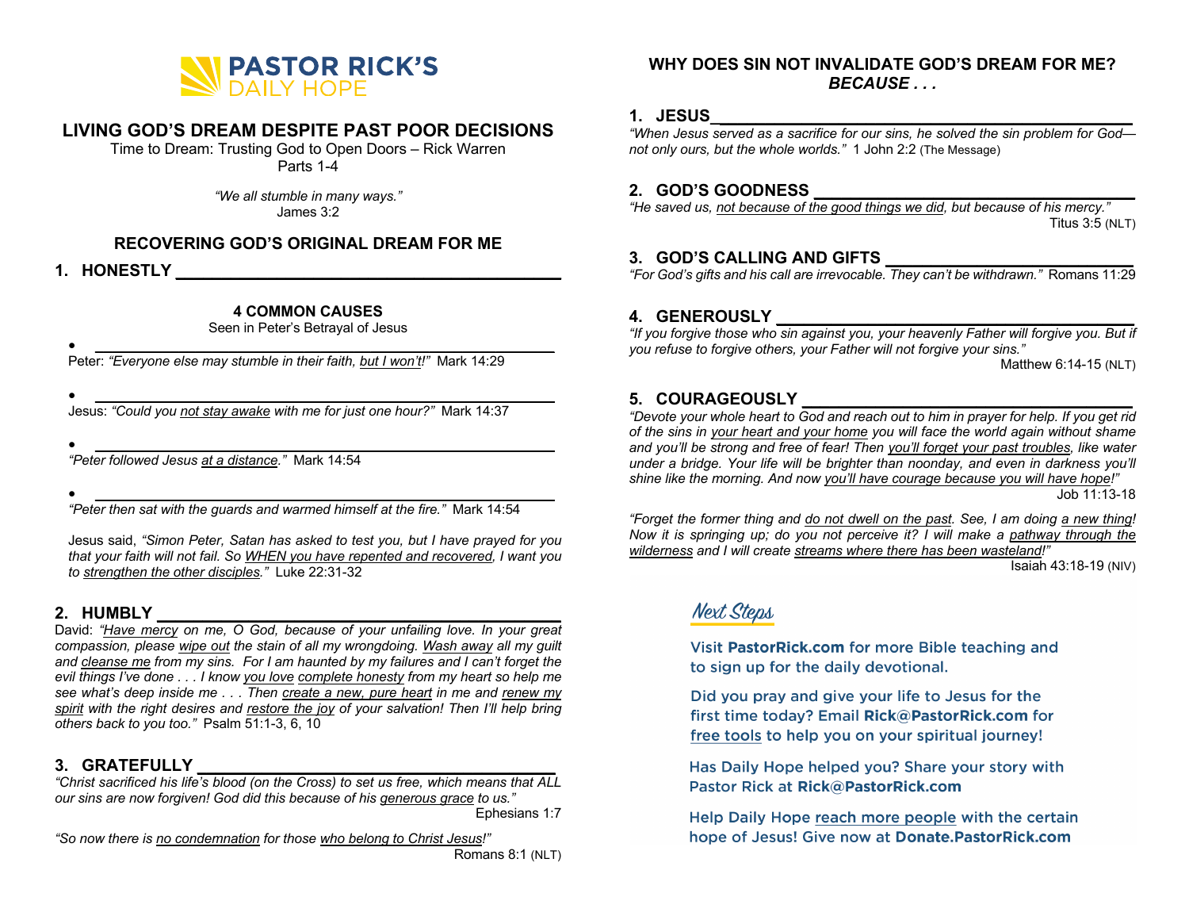**PASTOR RICK'S**
DAILY HOPE

# LIVING GOD'S DREAM DESPITE PAST POOR DECISIONS

Time to Dream: Trusting God to Open Doors – Rick Warren
Parts 1-4

*"We all stumble in many ways."*
James 3:2

## RECOVERING GOD'S ORIGINAL DREAM FOR ME

### 1. HONESTLY ______________________________

**4 COMMON CAUSES**
Seen in Peter's Betrayal of Jesus

- ______________________________

Peter: *"Everyone else may stumble in their faith, but I won't!"* Mark 14:29

- ______________________________

Jesus: *"Could you not stay awake with me for just one hour?"* Mark 14:37

- ______________________________

*"Peter followed Jesus at a distance."* Mark 14:54

- ______________________________

*"Peter then sat with the guards and warmed himself at the fire."* Mark 14:54

Jesus said, *"Simon Peter, Satan has asked to test you, but I have prayed for you that your faith will not fail. So WHEN you have repented and recovered, I want you to strengthen the other disciples."* Luke 22:31-32

### 2. HUMBLY ______________________________

David: *"Have mercy on me, O God, because of your unfailing love. In your great compassion, please wipe out the stain of all my wrongdoing. Wash away all my guilt and cleanse me from my sins. For I am haunted by my failures and I can't forget the evil things I've done . . . I know you love complete honesty from my heart so help me see what's deep inside me . . . Then create a new, pure heart in me and renew my spirit with the right desires and restore the joy of your salvation! Then I'll help bring others back to you too."* Psalm 51:1-3, 6, 10

### 3. GRATEFULLY ______________________________

*"Christ sacrificed his life's blood (on the Cross) to set us free, which means that ALL our sins are now forgiven! God did this because of his generous grace to us."*
Ephesians 1:7

*"So now there is no condemnation for those who belong to Christ Jesus!"*
Romans 8:1 (NLT)

## WHY DOES SIN NOT INVALIDATE GOD'S DREAM FOR ME? *BECAUSE . . .*

### 1. JESUS ______________________________

*"When Jesus served as a sacrifice for our sins, he solved the sin problem for God—not only ours, but the whole worlds."* 1 John 2:2 (The Message)

### 2. GOD'S GOODNESS ______________________________

*"He saved us, not because of the good things we did, but because of his mercy."*
Titus 3:5 (NLT)

### 3. GOD'S CALLING AND GIFTS ______________________________

*"For God's gifts and his call are irrevocable. They can't be withdrawn."* Romans 11:29

### 4. GENEROUSLY ______________________________

*"If you forgive those who sin against you, your heavenly Father will forgive you. But if you refuse to forgive others, your Father will not forgive your sins."*
Matthew 6:14-15 (NLT)

### 5. COURAGEOUSLY ______________________________

*"Devote your whole heart to God and reach out to him in prayer for help. If you get rid of the sins in your heart and your home you will face the world again without shame and you'll be strong and free of fear! Then you'll forget your past troubles, like water under a bridge. Your life will be brighter than noonday, and even in darkness you'll shine like the morning. And now you'll have courage because you will have hope!"*
Job 11:13-18

*"Forget the former thing and do not dwell on the past. See, I am doing a new thing! Now it is springing up; do you not perceive it? I will make a pathway through the wilderness and I will create streams where there has been wasteland!"*
Isaiah 43:18-19 (NIV)

*Next Steps*

Visit **PastorRick.com** for more Bible teaching and to sign up for the daily devotional.

Did you pray and give your life to Jesus for the first time today? Email **Rick@PastorRick.com** for free tools to help you on your spiritual journey!

Has Daily Hope helped you? Share your story with Pastor Rick at **Rick@PastorRick.com**

Help Daily Hope reach more people with the certain hope of Jesus! Give now at **Donate.PastorRick.com**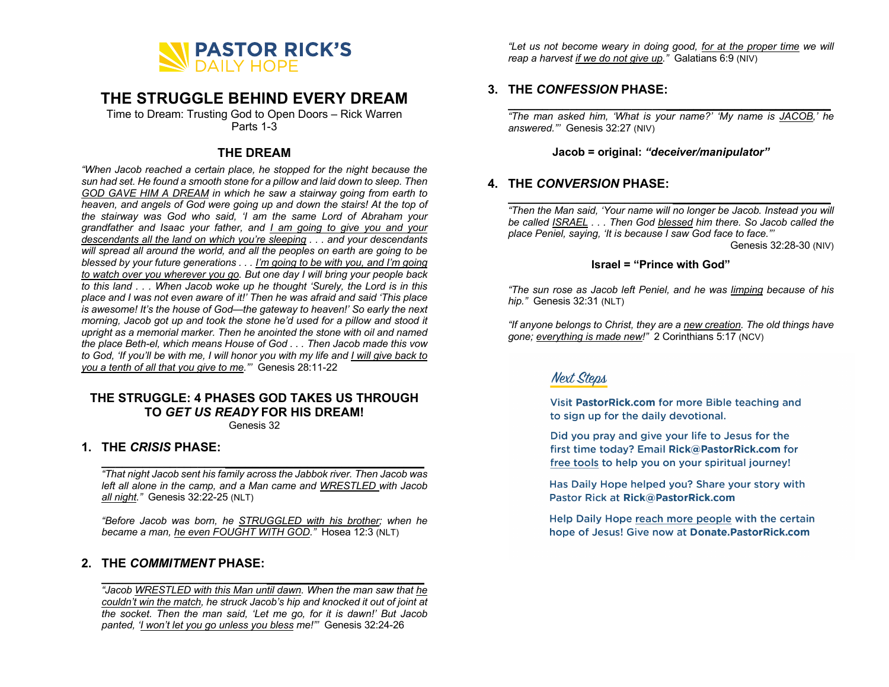**PASTOR RICK'S**
DAILY HOPE

# THE STRUGGLE BEHIND EVERY DREAM

Time to Dream: Trusting God to Open Doors – Rick Warren
Parts 1-3

## THE DREAM

*"When Jacob reached a certain place, he stopped for the night because the sun had set. He found a smooth stone for a pillow and laid down to sleep. Then GOD GAVE HIM A DREAM in which he saw a stairway going from earth to heaven, and angels of God were going up and down the stairs! At the top of the stairway was God who said, 'I am the same Lord of Abraham your grandfather and Isaac your father, and I am going to give you and your descendants all the land on which you're sleeping . . . and your descendants will spread all around the world, and all the peoples on earth are going to be blessed by your future generations . . . I'm going to be with you, and I'm going to watch over you wherever you go. But one day I will bring your people back to this land . . . When Jacob woke up he thought 'Surely, the Lord is in this place and I was not even aware of it!' Then he was afraid and said 'This place is awesome! It's the house of God—the gateway to heaven!' So early the next morning, Jacob got up and took the stone he'd used for a pillow and stood it upright as a memorial marker. Then he anointed the stone with oil and named the place Beth-el, which means House of God . . . Then Jacob made this vow to God, 'If you'll be with me, I will honor you with my life and I will give back to you a tenth of all that you give to me.'"* Genesis 28:11-22

## THE STRUGGLE: 4 PHASES GOD TAKES US THROUGH TO *GET US READY* FOR HIS DREAM!

Genesis 32

### 1. THE *CRISIS* PHASE:

______________________________

*"That night Jacob sent his family across the Jabbok river. Then Jacob was left all alone in the camp, and a Man came and WRESTLED with Jacob all night."* Genesis 32:22-25 (NLT)

*"Before Jacob was born, he STRUGGLED with his brother; when he became a man, he even FOUGHT WITH GOD."* Hosea 12:3 (NLT)

### 2. THE *COMMITMENT* PHASE:

______________________________

*"Jacob WRESTLED with this Man until dawn. When the man saw that he couldn't win the match, he struck Jacob's hip and knocked it out of joint at the socket. Then the man said, 'Let me go, for it is dawn!' But Jacob panted, 'I won't let you go unless you bless me!'"* Genesis 32:24-26

*"Let us not become weary in doing good, for at the proper time we will reap a harvest if we do not give up."* Galatians 6:9 (NIV)

### 3. THE *CONFESSION* PHASE:

______________________________

*"The man asked him, 'What is your name?' 'My name is JACOB,' he answered."'* Genesis 32:27 (NIV)

**Jacob = original: *"deceiver/manipulator"***

### 4. THE *CONVERSION* PHASE:

______________________________

*"Then the Man said, 'Your name will no longer be Jacob. Instead you will be called ISRAEL . . . Then God blessed him there. So Jacob called the place Peniel, saying, 'It is because I saw God face to face.'"* Genesis 32:28-30 (NIV)

**Israel = "Prince with God"**

*"The sun rose as Jacob left Peniel, and he was limping because of his hip."* Genesis 32:31 (NLT)

*"If anyone belongs to Christ, they are a new creation. The old things have gone; everything is made new!"* 2 Corinthians 5:17 (NCV)

*Next Steps*

Visit **PastorRick.com** for more Bible teaching and to sign up for the daily devotional.

Did you pray and give your life to Jesus for the first time today? Email **Rick@PastorRick.com** for free tools to help you on your spiritual journey!

Has Daily Hope helped you? Share your story with Pastor Rick at **Rick@PastorRick.com**

Help Daily Hope reach more people with the certain hope of Jesus! Give now at **Donate.PastorRick.com**